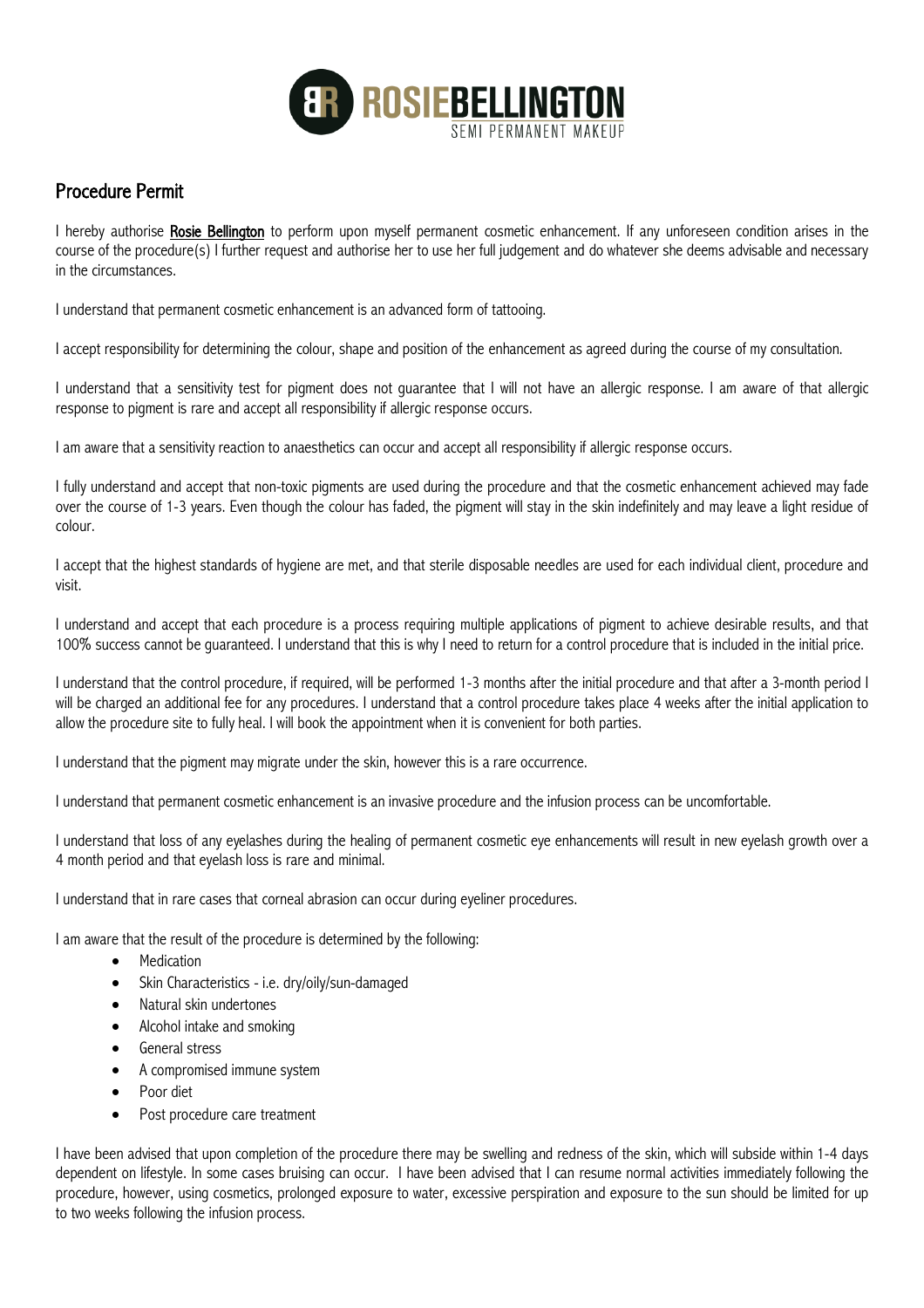# Procedure Permit

I hereby authorise **Rosie Bellington** to perform upon myself permanent cosmetic enhancement. If any unforeseen condition arises in the course of the procedure(s) I further request and authorise her to use her full judgement and do whatever she deems advisable and necessary in the circumstances.

I understand that permanent cosmetic enhancement is an advanced form of tattooing.

I accept responsibility for determining the colour, shape and position of the enhancement as agreed during the course of my consultation.

I understand that a sensitivity test for pigment does not guarantee that I will not have an allergic response. I am aware of that allergic response to pigment is rare and accept all responsibility if allergic response occurs.

I am aware that a sensitivity reaction to anaesthetics can occur and accept all responsibility if allergic response occurs.

I fully understand and accept that non-toxic pigments are used during the procedure and that the cosmetic enhancement achieved may fade over the course of 1-3 years. Even though the colour has faded, the pigment will stay in the skin indefinitely and may leave a light residue of colour.

I accept that the highest standards of hygiene are met, and that sterile disposable needles are used for each individual client, procedure and visit.

I understand and accept that each procedure is a process requiring multiple applications of pigment to achieve desirable results, and that 100% success cannot be guaranteed. I understand that this is why I need to return for a control procedure that is included in the initial price.

I understand that the control procedure, if required, will be performed 1-3 months after the initial procedure and that after a 3-month period I will be charged an additional fee for any procedures. I understand that a control procedure takes place 4 weeks after the initial application to allow the procedure site to fully heal. I will book the appointment when it is convenient for both parties.

I understand that the pigment may migrate under the skin, however this is a rare occurrence.

I understand that permanent cosmetic enhancement is an invasive procedure and the infusion process can be uncomfortable.

I understand that loss of any eyelashes during the healing of permanent cosmetic eye enhancements will result in new eyelash growth over a 4 month period and that eyelash loss is rare and minimal.

I understand that in rare cases that corneal abrasion can occur during eyeliner procedures.

I am aware that the result of the procedure is determined by the following:

- Medication
- Skin Characteristics - i.e. dry/oily/sun-damaged
- Natural skin undertones
- Alcohol intake and smoking
- General stress
- A compromised immune system
- Poor diet
- Post procedure care treatment

I have been advised that upon completion of the procedure there may be swelling and redness of the skin, which will subside within 1-4 days dependent on lifestyle. In some cases bruising can occur. I have been advised that I can resume normal activities immediately following the procedure, however, using cosmetics, prolonged exposure to water, excessive perspiration and exposure to the sun should be limited for up to two weeks following the infusion process.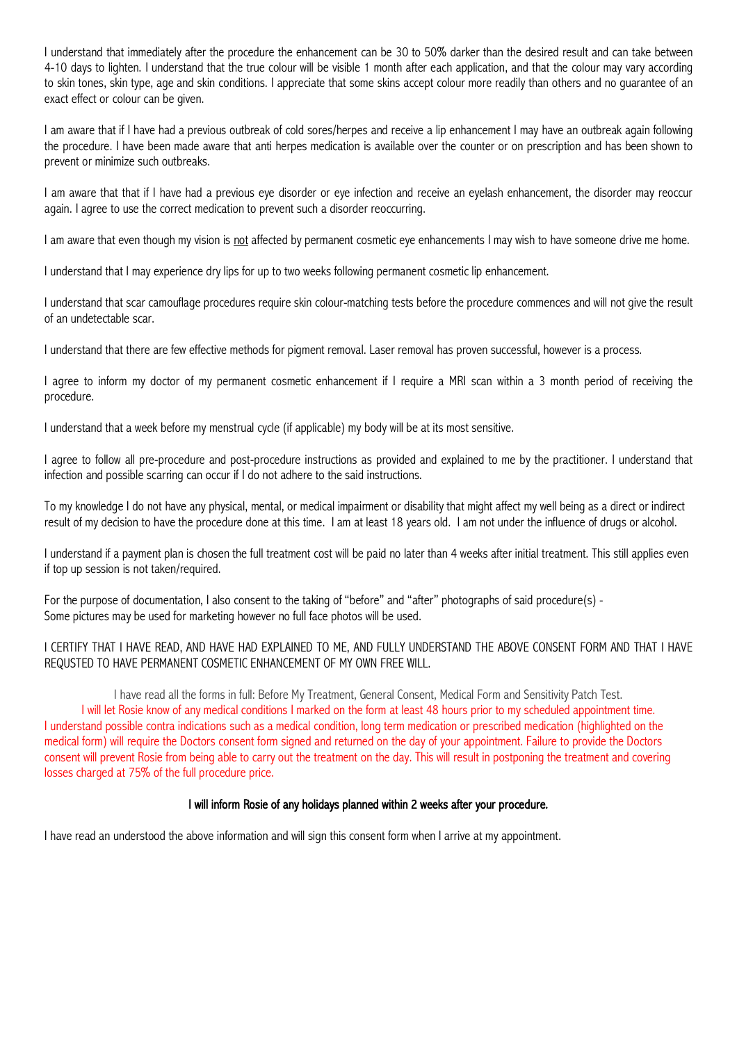I understand that immediately after the procedure the enhancement can be 30 to 50% darker than the desired result and can take between 4-10 days to lighten. I understand that the true colour will be visible 1 month after each application, and that the colour may vary according to skin tones, skin type, age and skin conditions. I appreciate that some skins accept colour more readily than others and no guarantee of an exact effect or colour can be given.

I am aware that if I have had a previous outbreak of cold sores/herpes and receive a lip enhancement I may have an outbreak again following the procedure. I have been made aware that anti herpes medication is available over the counter or on prescription and has been shown to prevent or minimize such outbreaks.

I am aware that that if I have had a previous eye disorder or eye infection and receive an eyelash enhancement, the disorder may reoccur again. I agree to use the correct medication to prevent such a disorder reoccurring.

I am aware that even though my vision is <u>not</u> affected by permanent cosmetic eye enhancements I may wish to have someone drive me home.

I understand that I may experience dry lips for up to two weeks following permanent cosmetic lip enhancement.

I understand that scar camouflage procedures require skin colour-matching tests before the procedure commences and will not give the result of an undetectable scar.

I understand that there are few effective methods for pigment removal. Laser removal has proven successful, however is a process.

I agree to inform my doctor of my permanent cosmetic enhancement if I require a MRI scan within a 3 month period of receiving the procedure.

I understand that a week before my menstrual cycle (if applicable) my body will be at its most sensitive.

I agree to follow all pre-procedure and post-procedure instructions as provided and explained to me by the practitioner. I understand that infection and possible scarring can occur if I do not adhere to the said instructions.

To my knowledge I do not have any physical, mental, or medical impairment or disability that might affect my well being as a direct or indirect result of my decision to have the procedure done at this time. I am at least 18 years old. I am not under the influence of drugs or alcohol.

I understand if a payment plan is chosen the full treatment cost will be paid no later than 4 weeks after initial treatment. This still applies even if top up session is not taken/required.

For the purpose of documentation, I also consent to the taking of "before" and "after" photographs of said procedure(s) -
Some pictures may be used for marketing however no full face photos will be used.

I CERTIFY THAT I HAVE READ, AND HAVE HAD EXPLAINED TO ME, AND FULLY UNDERSTAND THE ABOVE CONSENT FORM AND THAT I HAVE REQUSTED TO HAVE PERMANENT COSMETIC ENHANCEMENT OF MY OWN FREE WILL.

I have read all the forms in full: Before My Treatment, General Consent, Medical Form and Sensitivity Patch Test.
I will let Rosie know of any medical conditions I marked on the form at least 48 hours prior to my scheduled appointment time.
I understand possible contra indications such as a medical condition, long term medication or prescribed medication (highlighted on the medical form) will require the Doctors consent form signed and returned on the day of your appointment. Failure to provide the Doctors consent will prevent Rosie from being able to carry out the treatment on the day. This will result in postponing the treatment and covering losses charged at 75% of the full procedure price.

**I will inform Rosie of any holidays planned within 2 weeks after your procedure.**

I have read an understood the above information and will sign this consent form when I arrive at my appointment.